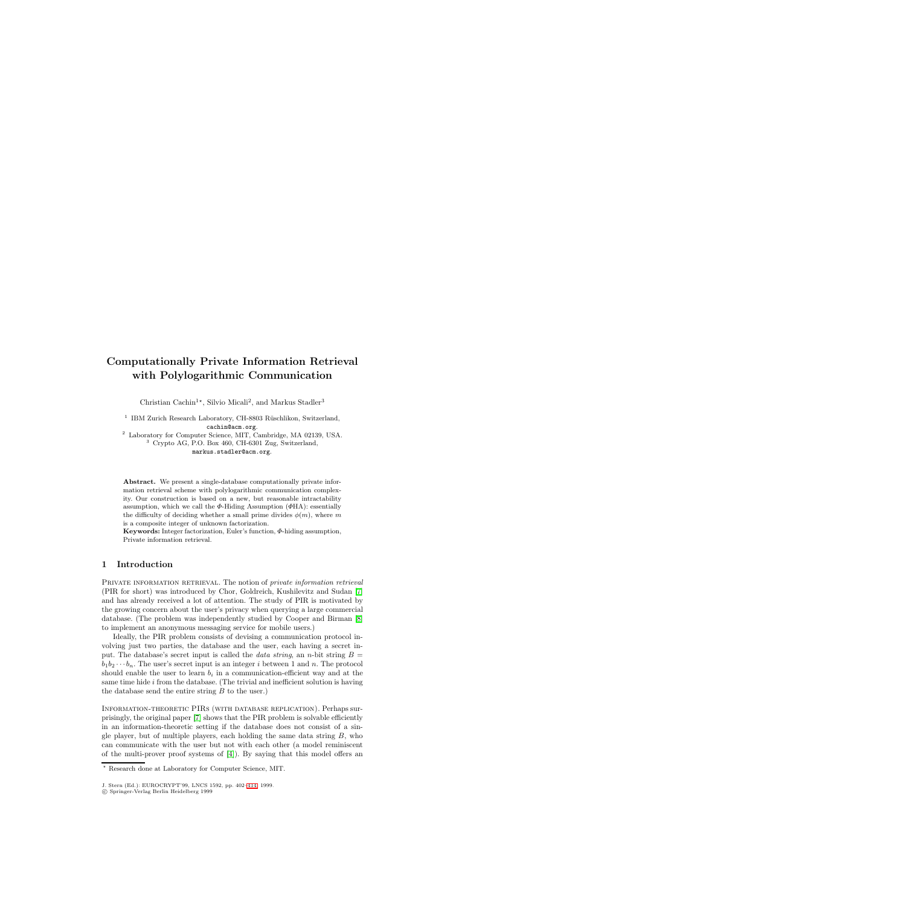# Computationally Private Information Retrieval with Polylogarithmic Communication

Christian Cachin[1*], Silvio Micali[2], and Markus Stadler[3]

[1] IBM Zurich Research Laboratory, CH-8803 Rüschlikon, Switzerland, cachin@acm.org.
[2] Laboratory for Computer Science, MIT, Cambridge, MA 02139, USA.
[3] Crypto AG, P.O. Box 460, CH-6301 Zug, Switzerland, markus.stadler@acm.org.

**Abstract.** We present a single-database computationally private information retrieval scheme with polylogarithmic communication complexity. Our construction is based on a new, but reasonable intractability assumption, which we call the *Φ*-Hiding Assumption (*Φ*HA): essentially the difficulty of deciding whether a small prime divides $\phi(m)$, where $m$ is a composite integer of unknown factorization.

**Keywords:** Integer factorization, Euler's function, *Φ*-hiding assumption, Private information retrieval.

## 1 Introduction

Private information retrieval. The notion of *private information retrieval* (PIR for short) was introduced by Chor, Goldreich, Kushilevitz and Sudan [7] and has already received a lot of attention. The study of PIR is motivated by the growing concern about the user's privacy when querying a large commercial database. (The problem was independently studied by Cooper and Birman [8] to implement an anonymous messaging service for mobile users.)

Ideally, the PIR problem consists of devising a communication protocol involving just two parties, the database and the user, each having a secret input. The database's secret input is called the *data string*, an $n$-bit string $B = b_1 b_2 \cdots b_n$. The user's secret input is an integer $i$ between 1 and $n$. The protocol should enable the user to learn $b_i$ in a communication-efficient way and at the same time hide $i$ from the database. (The trivial and inefficient solution is having the database send the entire string $B$ to the user.)

Information-theoretic PIRs (with database replication). Perhaps surprisingly, the original paper [7] shows that the PIR problem is solvable efficiently in an information-theoretic setting if the database does not consist of a single player, but of multiple players, each holding the same data string $B$, who can communicate with the user but not with each other (a model reminiscent of the multi-prover proof systems of [4]). By saying that this model offers an

* Research done at Laboratory for Computer Science, MIT.

J. Stern (Ed.): EUROCRYPT'99, LNCS 1592, pp. 402–414, 1999.
© Springer-Verlag Berlin Heidelberg 1999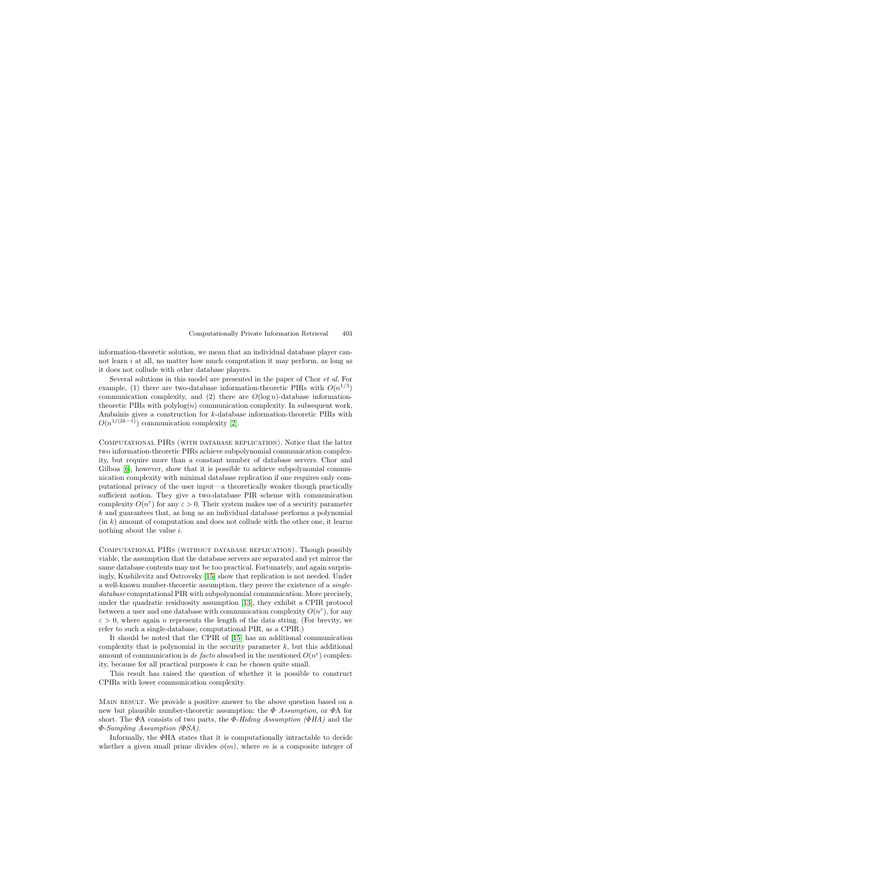information-theoretic solution, we mean that an individual database player cannot learn $i$ at all, no matter how much computation it may perform, as long as it does not collude with other database players.

Several solutions in this model are presented in the paper of Chor *et al.* For example, (1) there are two-database information-theoretic PIRs with $O(n^{1/3})$ communication complexity, and (2) there are $O(\log n)$-database information-theoretic PIRs with $\text{polylog}(n)$ communication complexity. In subsequent work, Ambainis gives a construction for $k$-database information-theoretic PIRs with $O(n^{1/(2k-1)})$ communication complexity [2].

Computational PIRs (with database replication). Notice that the latter two information-theoretic PIRs achieve subpolynomial communication complexity, but require more than a constant number of database servers. Chor and Gilboa [6], however, show that it is possible to achieve subpolynomial communication complexity with minimal database replication if one requires only computational privacy of the user input—a theoretically weaker though practically sufficient notion. They give a two-database PIR scheme with communication complexity $O(n^{\varepsilon})$ for any $\varepsilon > 0$. Their system makes use of a security parameter $k$ and guarantees that, as long as an individual database performs a polynomial (in $k$) amount of computation and does not collude with the other one, it learns nothing about the value $i$.

Computational PIRs (without database replication). Though possibly viable, the assumption that the database servers are separated and yet mirror the same database contents may not be too practical. Fortunately, and again surprisingly, Kushilevitz and Ostrovsky [15] show that replication is not needed. Under a well-known number-theoretic assumption, they prove the existence of a *single-database* computational PIR with subpolynomial communication. More precisely, under the quadratic residuosity assumption [13], they exhibit a CPIR protocol between a user and one database with communication complexity $O(n^{\varepsilon})$, for any $\varepsilon > 0$, where again $n$ represents the length of the data string. (For brevity, we refer to such a single-database, computational PIR, as a CPIR.)

It should be noted that the CPIR of [15] has an additional communication complexity that is polynomial in the security parameter $k$, but this additional amount of communication is *de facto* absorbed in the mentioned $O(n^{\varepsilon})$ complexity, because for all practical purposes $k$ can be chosen quite small.

This result has raised the question of whether it is possible to construct CPIRs with lower communication complexity.

Main result. We provide a positive answer to the above question based on a new but plausible number-theoretic assumption: the *Φ Assumption*, or ΦA for short. The ΦA consists of two parts, the *Φ-Hiding Assumption (ΦHA)* and the *Φ-Sampling Assumption (ΦSA)*.

Informally, the ΦHA states that it is computationally intractable to decide whether a given small prime divides $\phi(m)$, where $m$ is a composite integer of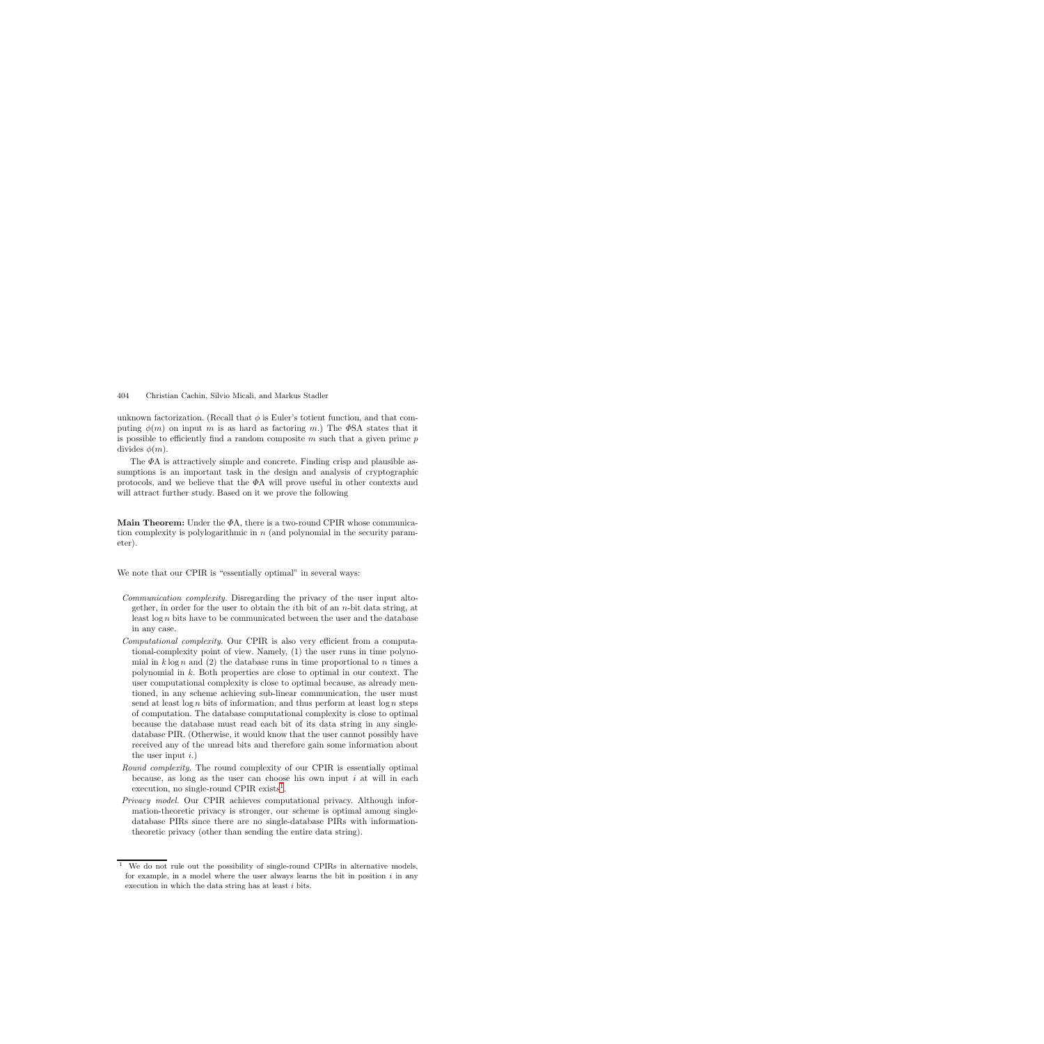unknown factorization. (Recall that $\phi$ is Euler's totient function, and that computing $\phi(m)$ on input $m$ is as hard as factoring $m$.) The $\Phi$SA states that it is possible to efficiently find a random composite $m$ such that a given prime $p$ divides $\phi(m)$.

The $\Phi$A is attractively simple and concrete. Finding crisp and plausible assumptions is an important task in the design and analysis of cryptographic protocols, and we believe that the $\Phi$A will prove useful in other contexts and will attract further study. Based on it we prove the following

**Main Theorem:** Under the $\Phi$A, there is a two-round CPIR whose communication complexity is polylogarithmic in $n$ (and polynomial in the security parameter).

We note that our CPIR is "essentially optimal" in several ways:

- *Communication complexity.* Disregarding the privacy of the user input altogether, in order for the user to obtain the $i$th bit of an $n$-bit data string, at least $\log n$ bits have to be communicated between the user and the database in any case.
- *Computational complexity.* Our CPIR is also very efficient from a computational-complexity point of view. Namely, (1) the user runs in time polynomial in $k \log n$ and (2) the database runs in time proportional to $n$ times a polynomial in $k$. Both properties are close to optimal in our context. The user computational complexity is close to optimal because, as already mentioned, in any scheme achieving sub-linear communication, the user must send at least $\log n$ bits of information, and thus perform at least $\log n$ steps of computation. The database computational complexity is close to optimal because the database must read each bit of its data string in any single-database PIR. (Otherwise, it would know that the user cannot possibly have received any of the unread bits and therefore gain some information about the user input $i$.)
- *Round complexity.* The round complexity of our CPIR is essentially optimal because, as long as the user can choose his own input $i$ at will in each execution, no single-round CPIR exists[1].
- *Privacy model.* Our CPIR achieves computational privacy. Although information-theoretic privacy is stronger, our scheme is optimal among single-database PIRs since there are no single-database PIRs with information-theoretic privacy (other than sending the entire data string).

[1] We do not rule out the possibility of single-round CPIRs in alternative models, for example, in a model where the user always learns the bit in position $i$ in any execution in which the data string has at least $i$ bits.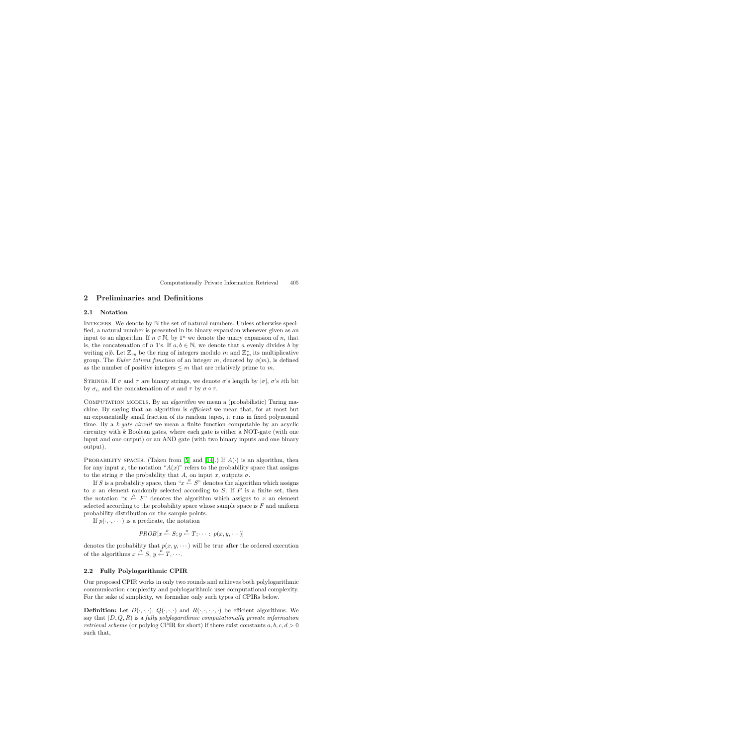## 2 Preliminaries and Definitions

### 2.1 Notation

Integers. We denote by $\mathbb{N}$ the set of natural numbers. Unless otherwise specified, a natural number is presented in its binary expansion whenever given as an input to an algorithm. If $n \in \mathbb{N}$, by $1^n$ we denote the unary expansion of $n$, that is, the concatenation of $n$ 1's. If $a, b \in \mathbb{N}$, we denote that $a$ evenly divides $b$ by writing $a|b$. Let $\mathbb{Z}_m$ be the ring of integers modulo $m$ and $\mathbb{Z}_m^*$ its multiplicative group. The *Euler totient function* of an integer $m$, denoted by $\phi(m)$, is defined as the number of positive integers $\leq m$ that are relatively prime to $m$.

Strings. If $\sigma$ and $\tau$ are binary strings, we denote $\sigma$'s length by $|\sigma|$, $\sigma$'s $i$th bit by $\sigma_i$, and the concatenation of $\sigma$ and $\tau$ by $\sigma \circ \tau$.

Computation models. By an *algorithm* we mean a (probabilistic) Turing machine. By saying that an algorithm is *efficient* we mean that, for at most but an exponentially small fraction of its random tapes, it runs in fixed polynomial time. By a *k-gate circuit* we mean a finite function computable by an acyclic circuitry with $k$ Boolean gates, where each gate is either a NOT-gate (with one input and one output) or an AND gate (with two binary inputs and one binary output).

Probability spaces. (Taken from [5] and [14].) If $A(\cdot)$ is an algorithm, then for any input $x$, the notation "$A(x)$" refers to the probability space that assigns to the string $\sigma$ the probability that $A$, on input $x$, outputs $\sigma$.

If $S$ is a probability space, then "$x \stackrel{R}{\leftarrow} S$" denotes the algorithm which assigns to $x$ an element randomly selected according to $S$. If $F$ is a finite set, then the notation "$x \stackrel{R}{\leftarrow} F$" denotes the algorithm which assigns to $x$ an element selected according to the probability space whose sample space is $F$ and uniform probability distribution on the sample points.

If $p(\cdot, \cdot, \cdots)$ is a predicate, the notation

$$PROB[x \stackrel{R}{\leftarrow} S; y \stackrel{R}{\leftarrow} T; \cdots : p(x, y, \cdots)]$$

denotes the probability that $p(x, y, \cdots)$ will be true after the ordered execution of the algorithms $x \stackrel{R}{\leftarrow} S$, $y \stackrel{R}{\leftarrow} T, \cdots$.

### 2.2 Fully Polylogarithmic CPIR

Our proposed CPIR works in only two rounds and achieves both polylogarithmic communication complexity and polylogarithmic user computational complexity. For the sake of simplicity, we formalize only such types of CPIRs below.

**Definition:** Let $D(\cdot, \cdot, \cdot)$, $Q(\cdot, \cdot, \cdot)$ and $R(\cdot, \cdot, \cdot, \cdot, \cdot)$ be efficient algorithms. We say that $(D, Q, R)$ is a *fully polylogarithmic computationally private information retrieval scheme* (or polylog CPIR for short) if there exist constants $a, b, c, d > 0$ such that,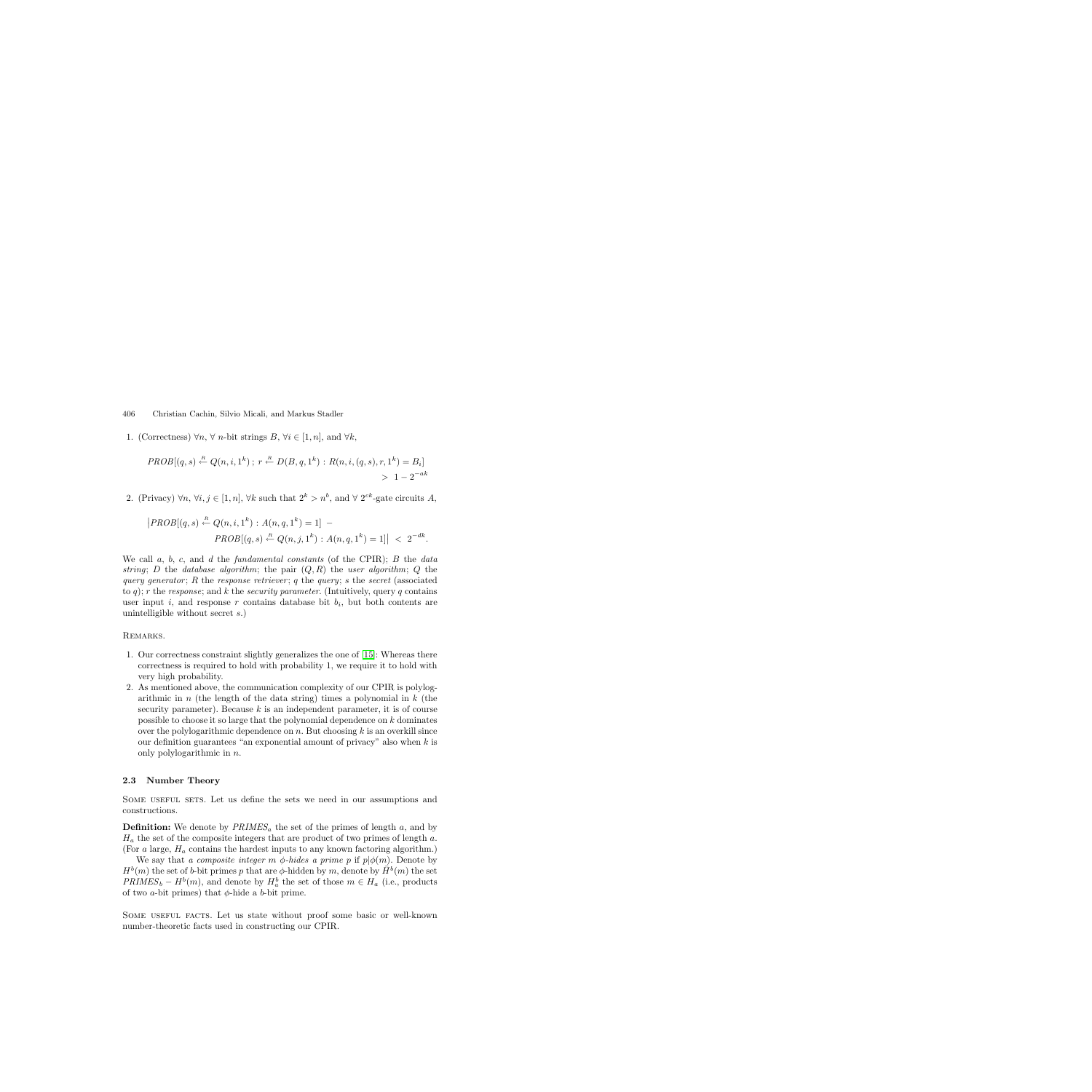1. (Correctness) $\forall n$, $\forall$ $n$-bit strings $B$, $\forall i \in [1, n]$, and $\forall k$,

$$PROB[(q, s) \stackrel{R}{\leftarrow} Q(n, i, 1^k)\ ;\ r \stackrel{R}{\leftarrow} D(B, q, 1^k) : R(n, i, (q, s), r, 1^k) = B_i] > 1 - 2^{-ak}$$

2. (Privacy) $\forall n$, $\forall i, j \in [1, n]$, $\forall k$ such that $2^k > n^b$, and $\forall$ $2^{ck}$-gate circuits $A$,

$$\left| PROB[(q, s) \stackrel{R}{\leftarrow} Q(n, i, 1^k) : A(n, q, 1^k) = 1] - PROB[(q, s) \stackrel{R}{\leftarrow} Q(n, j, 1^k) : A(n, q, 1^k) = 1] \right| < 2^{-dk}.$$

We call $a$, $b$, $c$, and $d$ the *fundamental constants* (of the CPIR); $B$ the *data string*; $D$ the *database algorithm*; the pair $(Q, R)$ the *user algorithm*; $Q$ the *query generator*; $R$ the *response retriever*; $q$ the *query*; $s$ the *secret* (associated to $q$); $r$ the *response*; and $k$ the *security parameter*. (Intuitively, query $q$ contains user input $i$, and response $r$ contains database bit $b_i$, but both contents are unintelligible without secret $s$.)

Remarks.

1. Our correctness constraint slightly generalizes the one of [15]: Whereas there correctness is required to hold with probability 1, we require it to hold with very high probability.
2. As mentioned above, the communication complexity of our CPIR is polylogarithmic in $n$ (the length of the data string) times a polynomial in $k$ (the security parameter). Because $k$ is an independent parameter, it is of course possible to choose it so large that the polynomial dependence on $k$ dominates over the polylogarithmic dependence on $n$. But choosing $k$ is an overkill since our definition guarantees "an exponential amount of privacy" also when $k$ is only polylogarithmic in $n$.

### 2.3 Number Theory

Some useful sets. Let us define the sets we need in our assumptions and constructions.

**Definition:** We denote by $PRIMES_a$ the set of the primes of length $a$, and by $H_a$ the set of the composite integers that are product of two primes of length $a$. (For $a$ large, $H_a$ contains the hardest inputs to any known factoring algorithm.)

We say that *a composite integer $m$ $\phi$-hides a prime $p$* if $p|\phi(m)$. Denote by $H^b(m)$ the set of $b$-bit primes $p$ that are $\phi$-hidden by $m$, denote by $\bar{H}^b(m)$ the set $PRIMES_b - H^b(m)$, and denote by $H^b_a$ the set of those $m \in H_a$ (i.e., products of two $a$-bit primes) that $\phi$-hide a $b$-bit prime.

Some useful facts. Let us state without proof some basic or well-known number-theoretic facts used in constructing our CPIR.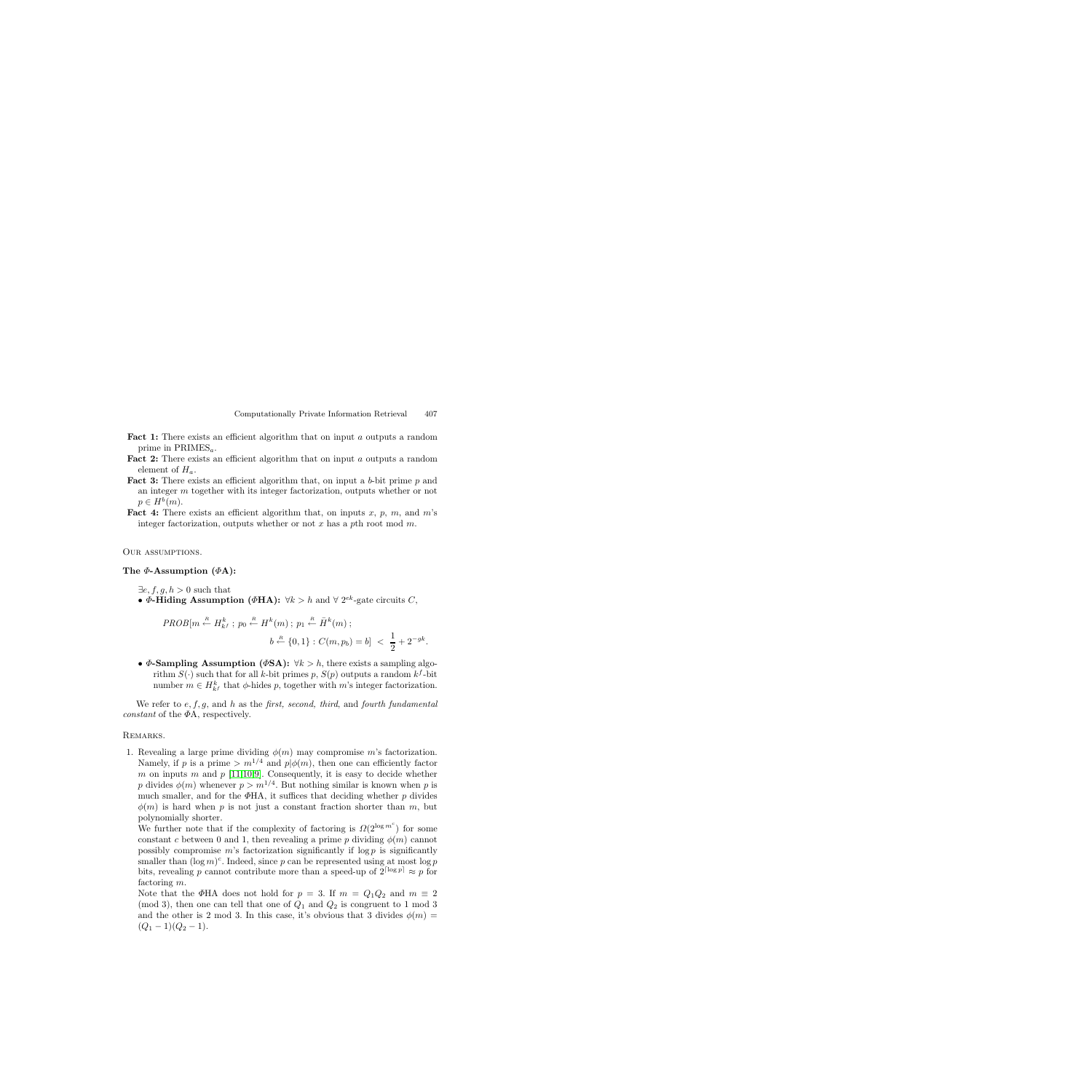**Fact 1:** There exists an efficient algorithm that on input $a$ outputs a random prime in $\text{PRIMES}_a$.

**Fact 2:** There exists an efficient algorithm that on input $a$ outputs a random element of $H_a$.

**Fact 3:** There exists an efficient algorithm that, on input a $b$-bit prime $p$ and an integer $m$ together with its integer factorization, outputs whether or not $p \in H^b(m)$.

**Fact 4:** There exists an efficient algorithm that, on inputs $x$, $p$, $m$, and $m$'s integer factorization, outputs whether or not $x$ has a $p$th root mod $m$.

Our assumptions.

**The $\Phi$-Assumption ($\Phi$A):**

$\exists e, f, g, h > 0$ such that

- **$\Phi$-Hiding Assumption ($\Phi$HA):** $\forall k > h$ and $\forall$ $2^{ek}$-gate circuits $C$,

$$PROB[m \overset{R}{\leftarrow} H^k_{k^f} \,;\, p_0 \overset{R}{\leftarrow} H^k(m) \,;\, p_1 \overset{R}{\leftarrow} \bar{H}^k(m) \,;\, b \overset{R}{\leftarrow} \{0,1\} : C(m, p_b) = b] \;<\; \frac{1}{2} + 2^{-gk}.$$

- **$\Phi$-Sampling Assumption ($\Phi$SA):** $\forall k > h$, there exists a sampling algorithm $S(\cdot)$ such that for all $k$-bit primes $p$, $S(p)$ outputs a random $k^f$-bit number $m \in H^k_{k^f}$ that $\phi$-hides $p$, together with $m$'s integer factorization.

We refer to $e, f, g$, and $h$ as the *first, second, third*, and *fourth fundamental constant* of the $\Phi$A, respectively.

Remarks.

1. Revealing a large prime dividing $\phi(m)$ may compromise $m$'s factorization. Namely, if $p$ is a prime $> m^{1/4}$ and $p|\phi(m)$, then one can efficiently factor $m$ on inputs $m$ and $p$ [11,10,9]. Consequently, it is easy to decide whether $p$ divides $\phi(m)$ whenever $p > m^{1/4}$. But nothing similar is known when $p$ is much smaller, and for the $\Phi$HA, it suffices that deciding whether $p$ divides $\phi(m)$ is hard when $p$ is not just a constant fraction shorter than $m$, but polynomially shorter.

   We further note that if the complexity of factoring is $\Omega(2^{\log m^c})$ for some constant $c$ between 0 and 1, then revealing a prime $p$ dividing $\phi(m)$ cannot possibly compromise $m$'s factorization significantly if $\log p$ is significantly smaller than $(\log m)^c$. Indeed, since $p$ can be represented using at most $\log p$ bits, revealing $p$ cannot contribute more than a speed-up of $2^{\lceil \log p \rceil} \approx p$ for factoring $m$.

   Note that the $\Phi$HA does not hold for $p = 3$. If $m = Q_1 Q_2$ and $m \equiv 2 \pmod 3$, then one can tell that one of $Q_1$ and $Q_2$ is congruent to 1 mod 3 and the other is 2 mod 3. In this case, it's obvious that 3 divides $\phi(m) = (Q_1 - 1)(Q_2 - 1)$.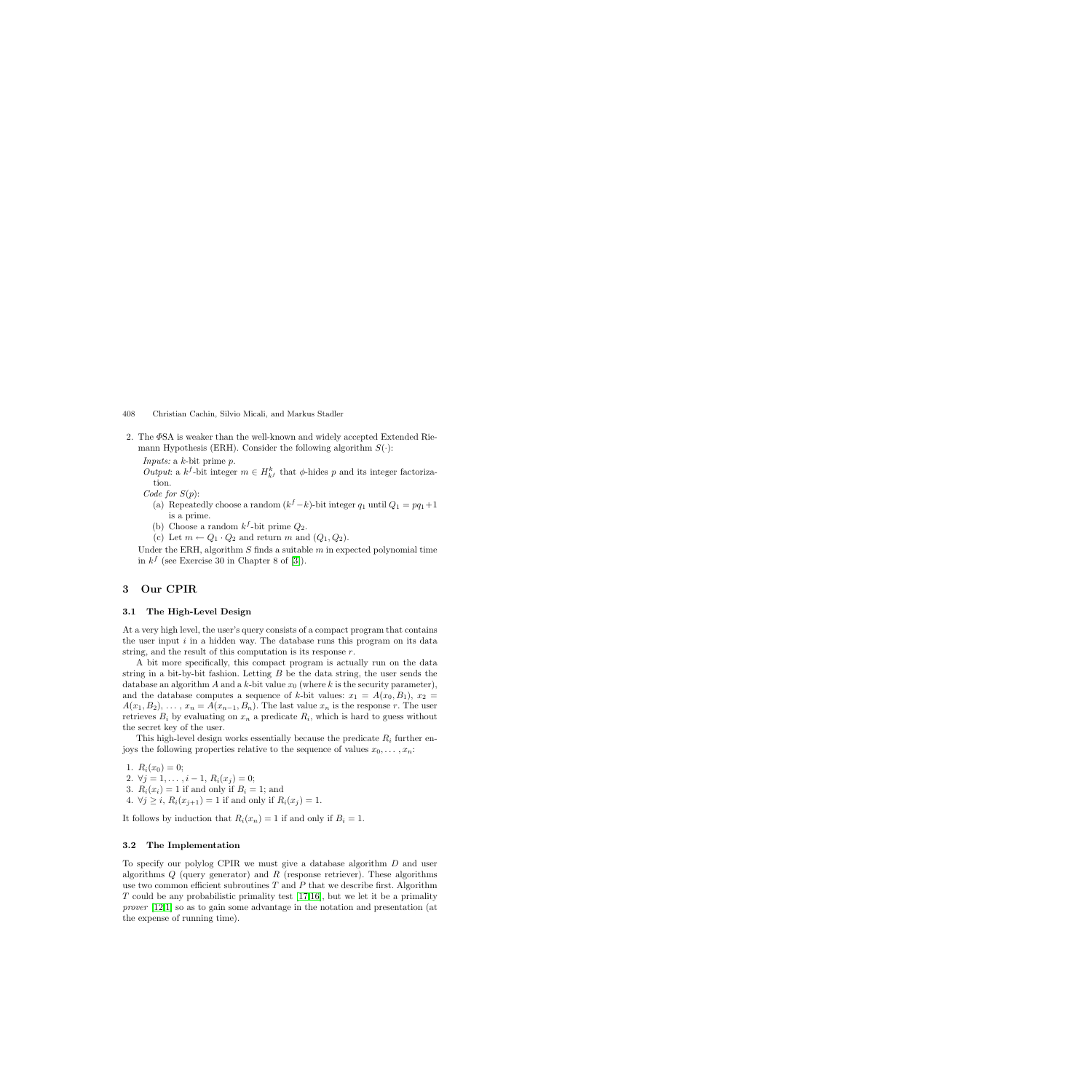2. The $\Phi$SA is weaker than the well-known and widely accepted Extended Riemann Hypothesis (ERH). Consider the following algorithm $S(\cdot)$:

   *Inputs:* a $k$-bit prime $p$.

   *Output*: a $k^f$-bit integer $m \in H^k_{k^f}$ that $\phi$-hides $p$ and its integer factorization.

   *Code for* $S(p)$:

   (a) Repeatedly choose a random $(k^f - k)$-bit integer $q_1$ until $Q_1 = pq_1 + 1$ is a prime.

   (b) Choose a random $k^f$-bit prime $Q_2$.

   (c) Let $m \leftarrow Q_1 \cdot Q_2$ and return $m$ and $(Q_1, Q_2)$.

   Under the ERH, algorithm $S$ finds a suitable $m$ in expected polynomial time in $k^f$ (see Exercise 30 in Chapter 8 of [3]).

## 3 Our CPIR

### 3.1 The High-Level Design

At a very high level, the user's query consists of a compact program that contains the user input $i$ in a hidden way. The database runs this program on its data string, and the result of this computation is its response $r$.

A bit more specifically, this compact program is actually run on the data string in a bit-by-bit fashion. Letting $B$ be the data string, the user sends the database an algorithm $A$ and a $k$-bit value $x_0$ (where $k$ is the security parameter), and the database computes a sequence of $k$-bit values: $x_1 = A(x_0, B_1)$, $x_2 = A(x_1, B_2)$, ... , $x_n = A(x_{n-1}, B_n)$. The last value $x_n$ is the response $r$. The user retrieves $B_i$ by evaluating on $x_n$ a predicate $R_i$, which is hard to guess without the secret key of the user.

This high-level design works essentially because the predicate $R_i$ further enjoys the following properties relative to the sequence of values $x_0, \ldots, x_n$:

1. $R_i(x_0) = 0$;
2. $\forall j = 1, \ldots, i-1$, $R_i(x_j) = 0$;
3. $R_i(x_i) = 1$ if and only if $B_i = 1$; and
4. $\forall j \geq i$, $R_i(x_{j+1}) = 1$ if and only if $R_i(x_j) = 1$.

It follows by induction that $R_i(x_n) = 1$ if and only if $B_i = 1$.

### 3.2 The Implementation

To specify our polylog CPIR we must give a database algorithm $D$ and user algorithms $Q$ (query generator) and $R$ (response retriever). These algorithms use two common efficient subroutines $T$ and $P$ that we describe first. Algorithm $T$ could be any probabilistic primality test [17,16], but we let it be a primality *prover* [12,1] so as to gain some advantage in the notation and presentation (at the expense of running time).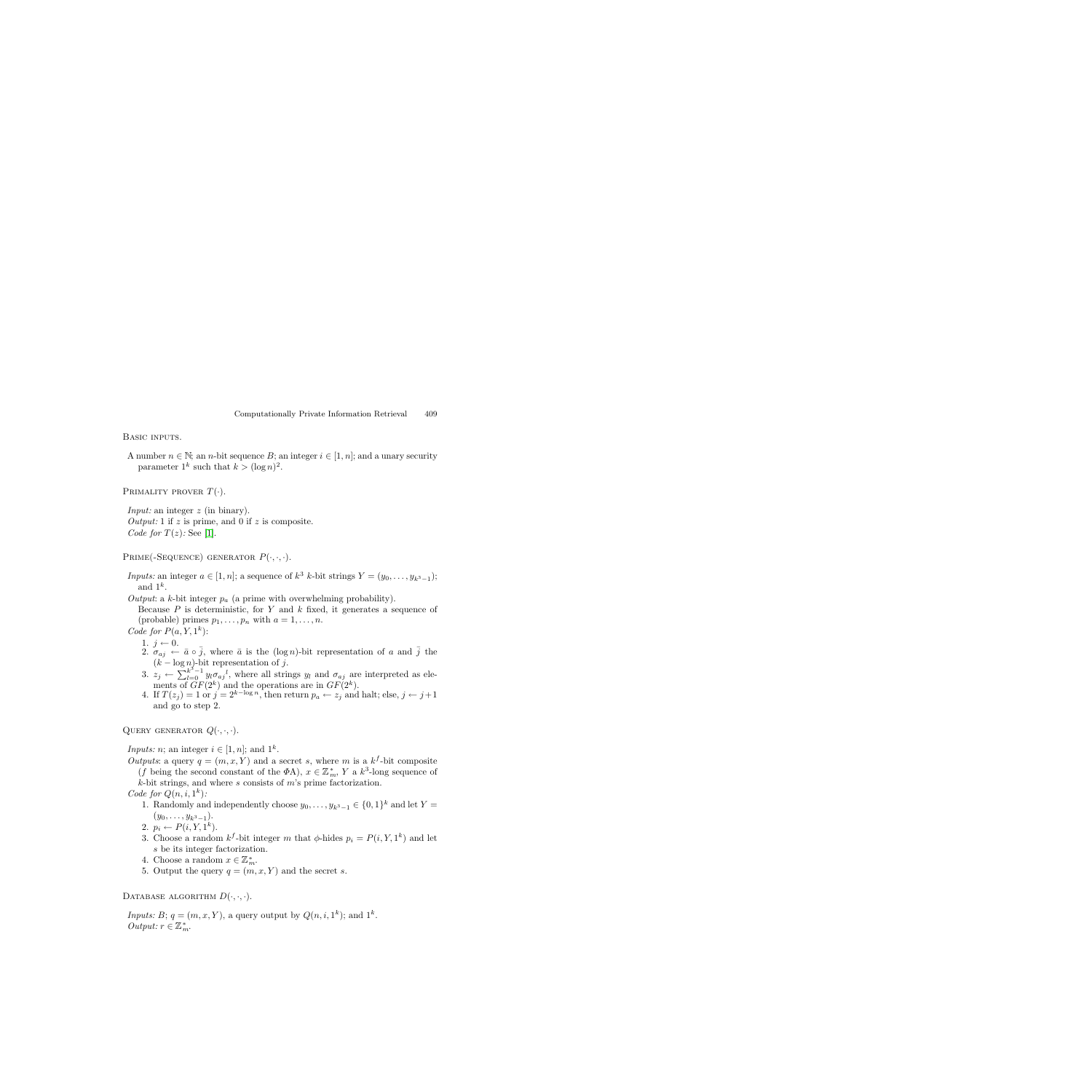Basic inputs.

A number $n \in \mathbb{N}$; an $n$-bit sequence $B$; an integer $i \in [1, n]$; and a unary security parameter $1^k$ such that $k > (\log n)^2$.

Primality prover $T(\cdot)$.

*Input:* an integer $z$ (in binary).
*Output:* 1 if $z$ is prime, and 0 if $z$ is composite.
*Code for $T(z)$:* See [1].

Prime(-Sequence) generator $P(\cdot, \cdot, \cdot)$.

*Inputs:* an integer $a \in [1, n]$; a sequence of $k^3$ $k$-bit strings $Y = (y_0, \ldots, y_{k^3-1})$; and $1^k$.
*Output*: a $k$-bit integer $p_a$ (a prime with overwhelming probability).
Because $P$ is deterministic, for $Y$ and $k$ fixed, it generates a sequence of (probable) primes $p_1, \ldots, p_n$ with $a = 1, \ldots, n$.
*Code for $P(a, Y, 1^k)$:*

1. $j \leftarrow 0$.
2. $\sigma_{aj} \leftarrow \bar{a} \circ \bar{j}$, where $\bar{a}$ is the $(\log n)$-bit representation of $a$ and $\bar{j}$ the $(k - \log n)$-bit representation of $j$.
3. $z_j \leftarrow \sum_{l=0}^{k^3-1} y_l {\sigma_{aj}}^l$, where all strings $y_l$ and $\sigma_{aj}$ are interpreted as elements of $GF(2^k)$ and the operations are in $GF(2^k)$.
4. If $T(z_j) = 1$ or $j = 2^{k-\log n}$, then return $p_a \leftarrow z_j$ and halt; else, $j \leftarrow j+1$ and go to step 2.

Query generator $Q(\cdot, \cdot, \cdot)$.

*Inputs:* $n$; an integer $i \in [1, n]$; and $1^k$.
*Outputs*: a query $q = (m, x, Y)$ and a secret $s$, where $m$ is a $k^f$-bit composite ($f$ being the second constant of the $\Phi$A), $x \in \mathbb{Z}_m^*$, $Y$ a $k^3$-long sequence of $k$-bit strings, and where $s$ consists of $m$'s prime factorization.
*Code for $Q(n, i, 1^k)$:*

1. Randomly and independently choose $y_0, \ldots, y_{k^3-1} \in \{0, 1\}^k$ and let $Y = (y_0, \ldots, y_{k^3-1})$.
2. $p_i \leftarrow P(i, Y, 1^k)$.
3. Choose a random $k^f$-bit integer $m$ that $\phi$-hides $p_i = P(i, Y, 1^k)$ and let $s$ be its integer factorization.
4. Choose a random $x \in \mathbb{Z}_m^*$.
5. Output the query $q = (m, x, Y)$ and the secret $s$.

Database algorithm $D(\cdot, \cdot, \cdot)$.

*Inputs:* $B$; $q = (m, x, Y)$, a query output by $Q(n, i, 1^k)$; and $1^k$.
*Output:* $r \in \mathbb{Z}_m^*$.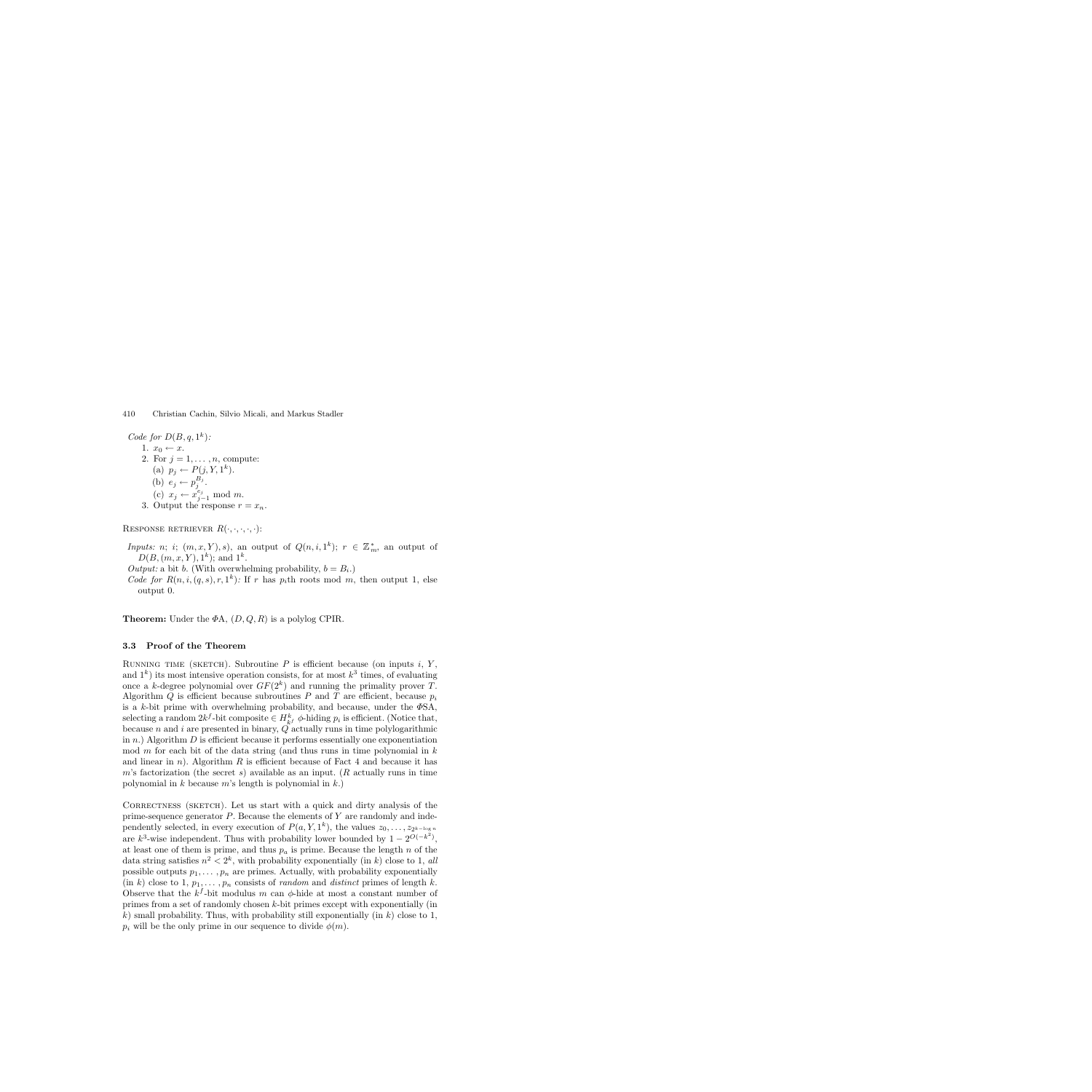*Code for* $D(B, q, 1^k)$*:*

1. $x_0 \leftarrow x$.
2. For $j = 1, \ldots, n$, compute:
   (a) $p_j \leftarrow P(j, Y, 1^k)$.
   (b) $e_j \leftarrow p_j^{B_j}$.
   (c) $x_j \leftarrow x_{j-1}^{e_j} \bmod m$.
3. Output the response $r = x_n$.

Response retriever $R(\cdot, \cdot, \cdot, \cdot, \cdot)$:

*Inputs:* $n$; $i$; $((m, x, Y), s)$, an output of $Q(n, i, 1^k)$; $r \in \mathbb{Z}_m^*$, an output of $D(B, (m, x, Y), 1^k)$; and $1^k$.

*Output:* a bit $b$. (With overwhelming probability, $b = B_i$.)

*Code for* $R(n, i, (q, s), r, 1^k)$*:* If $r$ has $p_i$th roots mod $m$, then output 1, else output 0.

**Theorem:** Under the $\Phi$A, $(D, Q, R)$ is a polylog CPIR.

### 3.3 Proof of the Theorem

Running time (sketch). Subroutine $P$ is efficient because (on inputs $i$, $Y$, and $1^k$) its most intensive operation consists, for at most $k^3$ times, of evaluating once a $k$-degree polynomial over $GF(2^k)$ and running the primality prover $T$. Algorithm $Q$ is efficient because subroutines $P$ and $T$ are efficient, because $p_i$ is a $k$-bit prime with overwhelming probability, and because, under the $\Phi$SA, selecting a random $2k^f$-bit composite $\in H_{k^f}^k$ $\phi$-hiding $p_i$ is efficient. (Notice that, because $n$ and $i$ are presented in binary, $Q$ actually runs in time polylogarithmic in $n$.) Algorithm $D$ is efficient because it performs essentially one exponentiation mod $m$ for each bit of the data string (and thus runs in time polynomial in $k$ and linear in $n$). Algorithm $R$ is efficient because of Fact 4 and because it has $m$'s factorization (the secret $s$) available as an input. ($R$ actually runs in time polynomial in $k$ because $m$'s length is polynomial in $k$.)

Correctness (sketch). Let us start with a quick and dirty analysis of the prime-sequence generator $P$. Because the elements of $Y$ are randomly and independently selected, in every execution of $P(a, Y, 1^k)$, the values $z_0, \ldots, z_{2^{k-\log n}}$ are $k^3$-wise independent. Thus with probability lower bounded by $1 - 2^{O(-k^2)}$, at least one of them is prime, and thus $p_a$ is prime. Because the length $n$ of the data string satisfies $n^2 < 2^k$, with probability exponentially (in $k$) close to 1, *all* possible outputs $p_1, \ldots, p_n$ are primes. Actually, with probability exponentially (in $k$) close to 1, $p_1, \ldots, p_n$ consists of *random* and *distinct* primes of length $k$. Observe that the $k^f$-bit modulus $m$ can $\phi$-hide at most a constant number of primes from a set of randomly chosen $k$-bit primes except with exponentially (in $k$) small probability. Thus, with probability still exponentially (in $k$) close to 1, $p_i$ will be the only prime in our sequence to divide $\phi(m)$.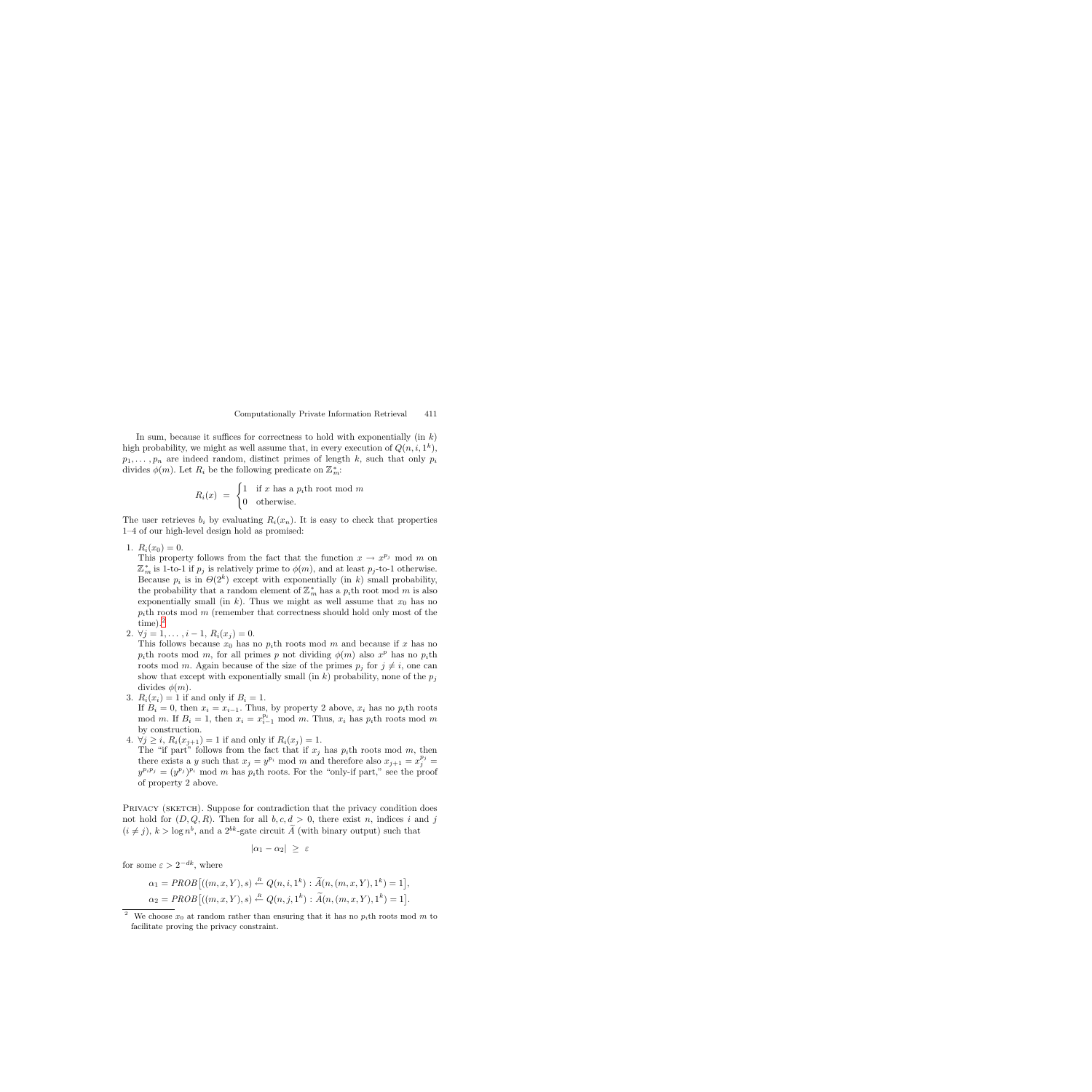In sum, because it suffices for correctness to hold with exponentially (in $k$) high probability, we might as well assume that, in every execution of $Q(n, i, 1^k)$, $p_1, \ldots, p_n$ are indeed random, distinct primes of length $k$, such that only $p_i$ divides $\phi(m)$. Let $R_i$ be the following predicate on $\mathbb{Z}_m^*$:

$$R_i(x) \ = \ \begin{cases} 1 & \text{if } x \text{ has a } p_i\text{th root mod } m \\ 0 & \text{otherwise.} \end{cases}$$

The user retrieves $b_i$ by evaluating $R_i(x_n)$. It is easy to check that properties 1–4 of our high-level design hold as promised:

1. $R_i(x_0) = 0$.
   This property follows from the fact that the function $x \to x^{p_j} \bmod m$ on $\mathbb{Z}_m^*$ is 1-to-1 if $p_j$ is relatively prime to $\phi(m)$, and at least $p_j$-to-1 otherwise. Because $p_i$ is in $\Theta(2^k)$ except with exponentially (in $k$) small probability, the probability that a random element of $\mathbb{Z}_m^*$ has a $p_i$th root mod $m$ is also exponentially small (in $k$). Thus we might as well assume that $x_0$ has no $p_i$th roots mod $m$ (remember that correctness should hold only most of the time).[2]
2. $\forall j = 1, \ldots, i-1$, $R_i(x_j) = 0$.
   This follows because $x_0$ has no $p_i$th roots mod $m$ and because if $x$ has no $p_i$th roots mod $m$, for all primes $p$ not dividing $\phi(m)$ also $x^p$ has no $p_i$th roots mod $m$. Again because of the size of the primes $p_j$ for $j \neq i$, one can show that except with exponentially small (in $k$) probability, none of the $p_j$ divides $\phi(m)$.
3. $R_i(x_i) = 1$ if and only if $B_i = 1$.
   If $B_i = 0$, then $x_i = x_{i-1}$. Thus, by property 2 above, $x_i$ has no $p_i$th roots mod $m$. If $B_i = 1$, then $x_i = x_{i-1}^{p_i} \bmod m$. Thus, $x_i$ has $p_i$th roots mod $m$ by construction.
4. $\forall j \geq i$, $R_i(x_{j+1}) = 1$ if and only if $R_i(x_j) = 1$.
   The "if part" follows from the fact that if $x_j$ has $p_i$th roots mod $m$, then there exists a $y$ such that $x_j = y^{p_i} \bmod m$ and therefore also $x_{j+1} = x_j^{p_j} = y^{p_i p_j} = (y^{p_j})^{p_i} \bmod m$ has $p_i$th roots. For the "only-if part," see the proof of property 2 above.

PRIVACY (SKETCH). Suppose for contradiction that the privacy condition does not hold for $(D, Q, R)$. Then for all $b, c, d > 0$, there exist $n$, indices $i$ and $j$ $(i \neq j)$, $k > \log n^b$, and a $2^{bk}$-gate circuit $\widetilde{A}$ (with binary output) such that

$$|\alpha_1 - \alpha_2| \ \geq \ \varepsilon$$

for some $\varepsilon > 2^{-dk}$, where

$$\alpha_1 = PROB\big[((m, x, Y), s) \stackrel{R}{\leftarrow} Q(n, i, 1^k) : \widetilde{A}(n, (m, x, Y), 1^k) = 1\big],$$
$$\alpha_2 = PROB\big[((m, x, Y), s) \stackrel{R}{\leftarrow} Q(n, j, 1^k) : \widetilde{A}(n, (m, x, Y), 1^k) = 1\big].$$

[2] We choose $x_0$ at random rather than ensuring that it has no $p_i$th roots mod $m$ to facilitate proving the privacy constraint.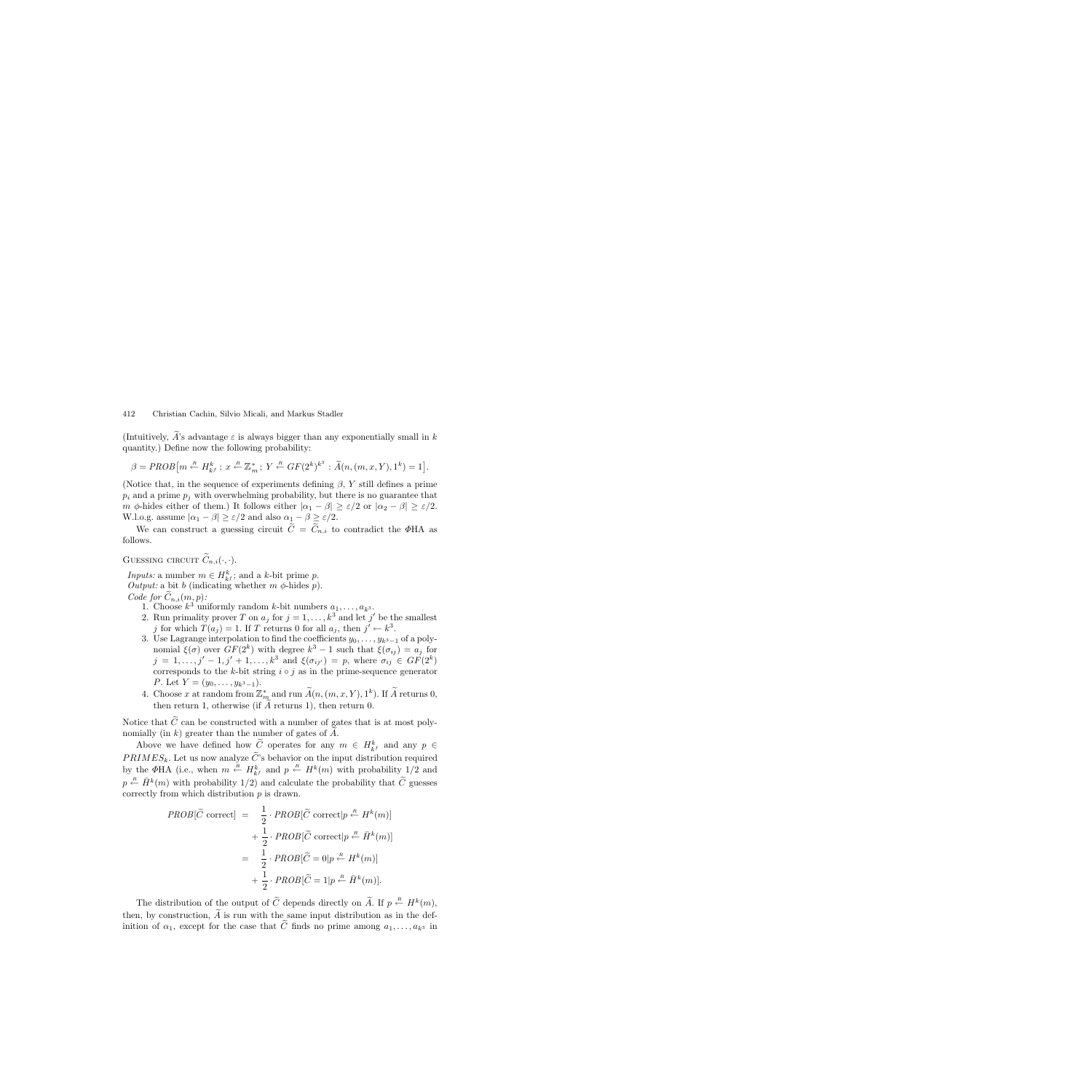(Intuitively, $\widetilde{A}$'s advantage $\varepsilon$ is always bigger than any exponentially small in $k$ quantity.) Define now the following probability:

$$\beta = PROB\big[m \stackrel{R}{\leftarrow} H^k_{k^f} \, ; \, x \stackrel{R}{\leftarrow} \mathbb{Z}^*_m ; \, Y \stackrel{R}{\leftarrow} GF(2^k)^{k^3} : \widetilde{A}(n, (m, x, Y), 1^k) = 1\big].$$

(Notice that, in the sequence of experiments defining $\beta$, $Y$ still defines a prime $p_i$ and a prime $p_j$ with overwhelming probability, but there is no guarantee that $m$ $\phi$-hides either of them.) It follows either $|\alpha_1 - \beta| \geq \varepsilon/2$ or $|\alpha_2 - \beta| \geq \varepsilon/2$. W.l.o.g. assume $|\alpha_1 - \beta| \geq \varepsilon/2$ and also $\alpha_1 - \beta \geq \varepsilon/2$.

We can construct a guessing circuit $\widetilde{C} = \widetilde{C}_{n,i}$ to contradict the $\Phi$HA as follows.

GUESSING CIRCUIT $\widetilde{C}_{n,i}(\cdot, \cdot)$.

*Inputs:* a number $m \in H^k_{k^f}$; and a $k$-bit prime $p$.
*Output:* a bit $b$ (indicating whether $m$ $\phi$-hides $p$).
*Code for* $\widetilde{C}_{n,i}(m, p)$*:*

1. Choose $k^3$ uniformly random $k$-bit numbers $a_1, \ldots, a_{k^3}$.
2. Run primality prover $T$ on $a_j$ for $j = 1, \ldots, k^3$ and let $j'$ be the smallest $j$ for which $T(a_j) = 1$. If $T$ returns 0 for all $a_j$, then $j' \leftarrow k^3$.
3. Use Lagrange interpolation to find the coefficients $y_0, \ldots, y_{k^3-1}$ of a polynomial $\xi(\sigma)$ over $GF(2^k)$ with degree $k^3 - 1$ such that $\xi(\sigma_{ij}) = a_j$ for $j = 1, \ldots, j'-1, j'+1, \ldots, k^3$ and $\xi(\sigma_{ij'}) = p$, where $\sigma_{ij} \in GF(2^k)$ corresponds to the $k$-bit string $i \circ j$ as in the prime-sequence generator $P$. Let $Y = (y_0, \ldots, y_{k^3-1})$.
4. Choose $x$ at random from $\mathbb{Z}^*_m$ and run $\widetilde{A}(n, (m, x, Y), 1^k)$. If $\widetilde{A}$ returns 0, then return 1, otherwise (if $\widetilde{A}$ returns 1), then return 0.

Notice that $\widetilde{C}$ can be constructed with a number of gates that is at most polynomially (in $k$) greater than the number of gates of $\widetilde{A}$.

Above we have defined how $\widetilde{C}$ operates for any $m \in H^k_{k^f}$ and any $p \in PRIMES_k$. Let us now analyze $\widetilde{C}$'s behavior on the input distribution required by the $\Phi$HA (i.e., when $m \stackrel{R}{\leftarrow} H^k_{k^f}$ and $p \stackrel{R}{\leftarrow} H^k(m)$ with probability 1/2 and $p \stackrel{R}{\leftarrow} \bar{H}^k(m)$ with probability 1/2) and calculate the probability that $\widetilde{C}$ guesses correctly from which distribution $p$ is drawn.

$$\begin{aligned}
PROB[\widetilde{C} \text{ correct}] &= \frac{1}{2} \cdot PROB[\widetilde{C} \text{ correct} | p \stackrel{R}{\leftarrow} H^k(m)] \\
&\quad + \frac{1}{2} \cdot PROB[\widetilde{C} \text{ correct} | p \stackrel{R}{\leftarrow} \bar{H}^k(m)] \\
&= \frac{1}{2} \cdot PROB[\widetilde{C} = 0 | p \stackrel{R}{\leftarrow} H^k(m)] \\
&\quad + \frac{1}{2} \cdot PROB[\widetilde{C} = 1 | p \stackrel{R}{\leftarrow} \bar{H}^k(m)].
\end{aligned}$$

The distribution of the output of $\widetilde{C}$ depends directly on $\widetilde{A}$. If $p \stackrel{R}{\leftarrow} H^k(m)$, then, by construction, $\widetilde{A}$ is run with the same input distribution as in the definition of $\alpha_1$, except for the case that $\widetilde{C}$ finds no prime among $a_1, \ldots, a_{k^3}$ in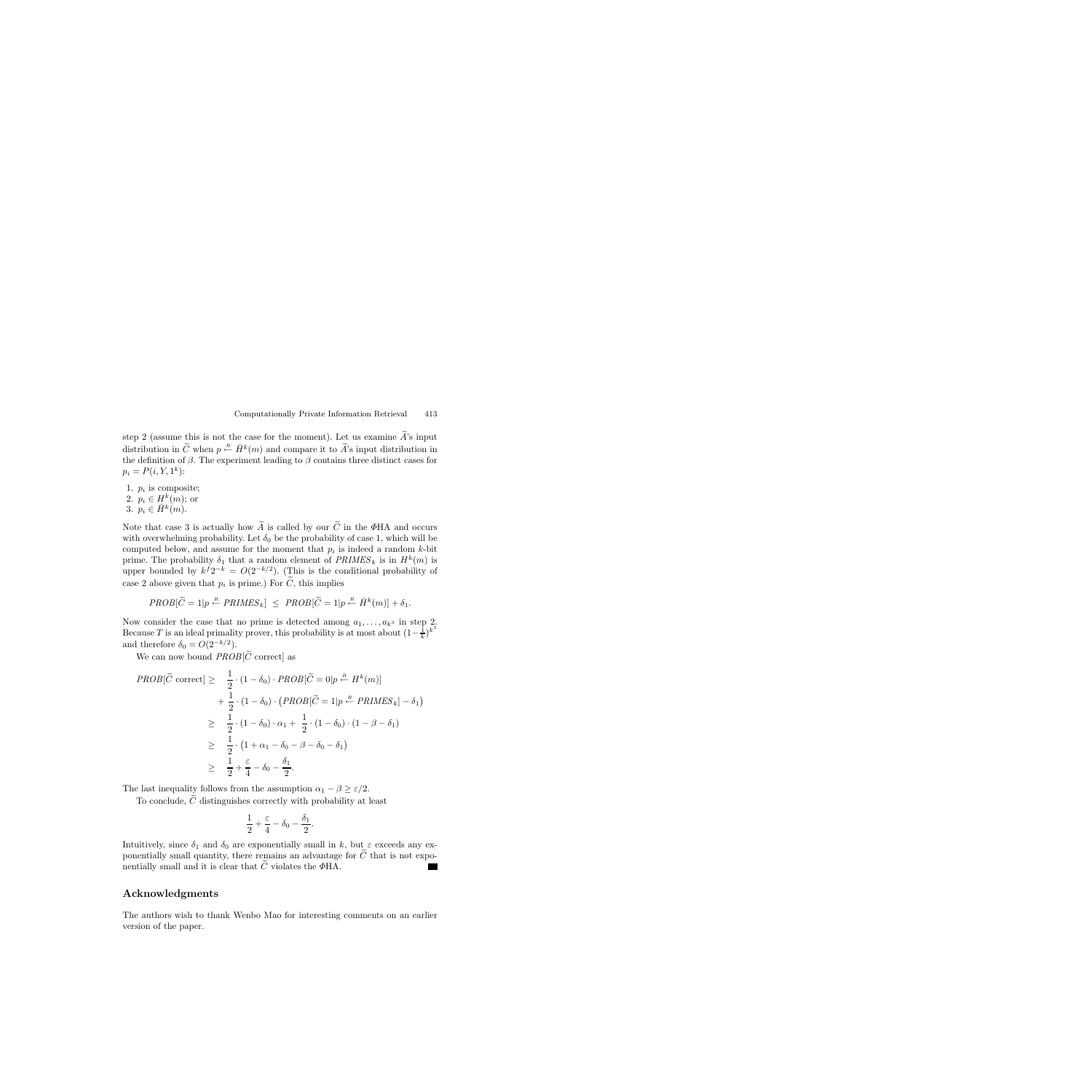step 2 (assume this is not the case for the moment). Let us examine $\widetilde{A}$'s input distribution in $\widetilde{C}$ when $p \stackrel{R}{\leftarrow} \bar{H}^k(m)$ and compare it to $\widetilde{A}$'s input distribution in the definition of $\beta$. The experiment leading to $\beta$ contains three distinct cases for $p_i = P(i, Y, 1^k)$:

1. $p_i$ is composite;
2. $p_i \in H^k(m)$; or
3. $p_i \in \bar{H}^k(m)$.

Note that case 3 is actually how $\widetilde{A}$ is called by our $\widetilde{C}$ in the $\Phi$HA and occurs with overwhelming probability. Let $\delta_0$ be the probability of case 1, which will be computed below, and assume for the moment that $p_i$ is indeed a random $k$-bit prime. The probability $\delta_1$ that a random element of $PRIMES_k$ is in $H^k(m)$ is upper bounded by $k^f 2^{-k} = O(2^{-k/2})$. (This is the conditional probability of case 2 above given that $p_i$ is prime.) For $\widetilde{C}$, this implies

$$PROB[\widetilde{C} = 1 | p \stackrel{R}{\leftarrow} PRIMES_k] \;\leq\; PROB[\widetilde{C} = 1 | p \stackrel{R}{\leftarrow} \bar{H}^k(m)] + \delta_1.$$

Now consider the case that no prime is detected among $a_1, \ldots, a_{k^3}$ in step 2. Because $T$ is an ideal primality prover, this probability is at most about $(1 - \frac{1}{k})^{k^3}$ and therefore $\delta_0 = O(2^{-k/2})$.

We can now bound $PROB[\widetilde{C} \text{ correct}]$ as

$$\begin{aligned}
PROB[\widetilde{C} \text{ correct}] \geq \;& \frac{1}{2} \cdot (1 - \delta_0) \cdot PROB[\widetilde{C} = 0 | p \stackrel{R}{\leftarrow} H^k(m)] \\
& + \frac{1}{2} \cdot (1 - \delta_0) \cdot \left( PROB[\widetilde{C} = 1 | p \stackrel{R}{\leftarrow} PRIMES_k] - \delta_1 \right) \\
\geq \;& \frac{1}{2} \cdot (1 - \delta_0) \cdot \alpha_1 + \;\frac{1}{2} \cdot (1 - \delta_0) \cdot (1 - \beta - \delta_1) \\
\geq \;& \frac{1}{2} \cdot \left( 1 + \alpha_1 - \delta_0 - \beta - \delta_0 - \delta_1 \right) \\
\geq \;& \frac{1}{2} + \frac{\varepsilon}{4} - \delta_0 - \frac{\delta_1}{2}.
\end{aligned}$$

The last inequality follows from the assumption $\alpha_1 - \beta \geq \varepsilon/2$.

To conclude, $\widetilde{C}$ distinguishes correctly with probability at least

$$\frac{1}{2} + \frac{\varepsilon}{4} - \delta_0 - \frac{\delta_1}{2}.$$

Intuitively, since $\delta_1$ and $\delta_0$ are exponentially small in $k$, but $\varepsilon$ exceeds any exponentially small quantity, there remains an advantage for $\widetilde{C}$ that is not exponentially small and it is clear that $\widetilde{C}$ violates the $\Phi$HA. ∎

## Acknowledgments

The authors wish to thank Wenbo Mao for interesting comments on an earlier version of the paper.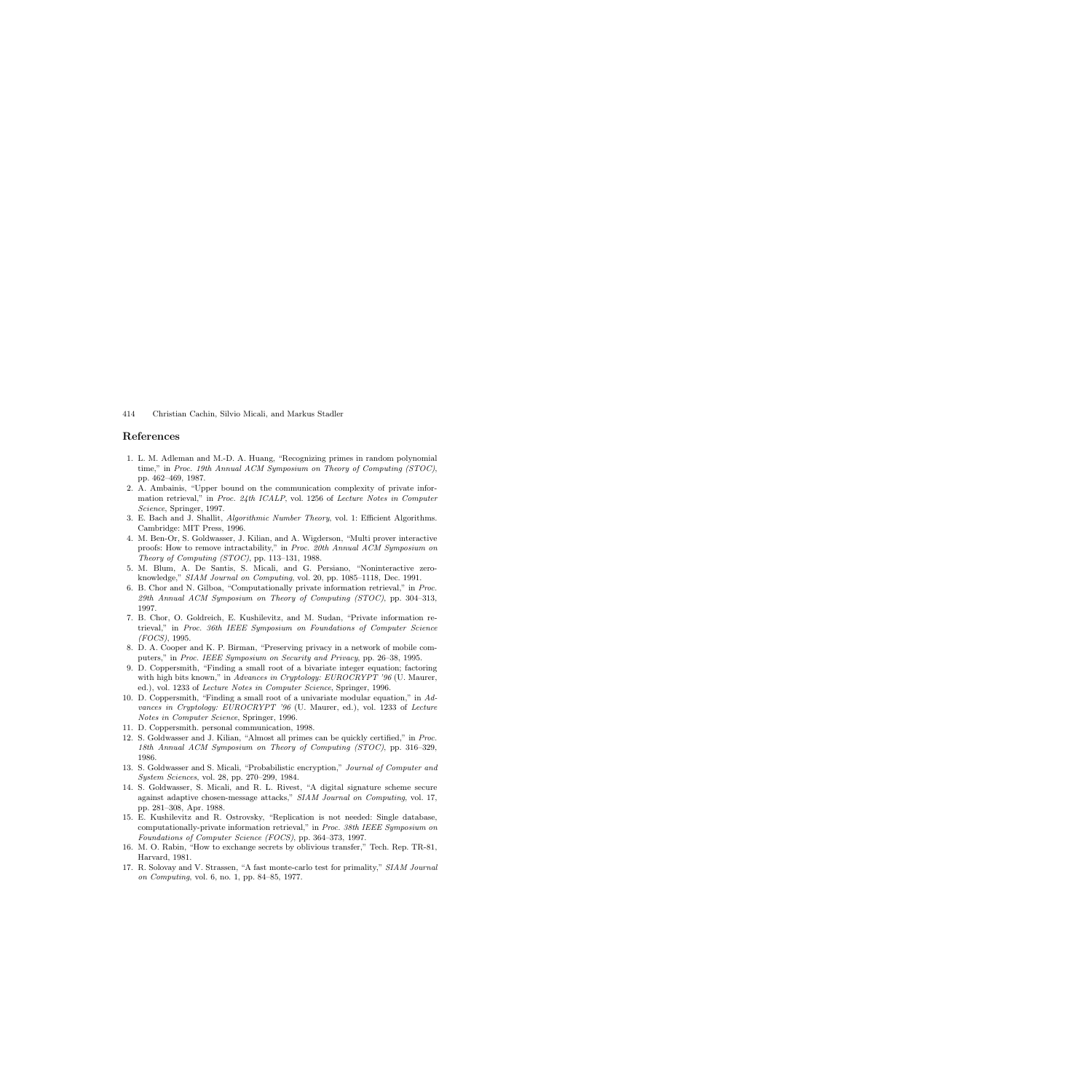## References

1. L. M. Adleman and M.-D. A. Huang, "Recognizing primes in random polynomial time," in *Proc. 19th Annual ACM Symposium on Theory of Computing (STOC)*, pp. 462–469, 1987.
2. A. Ambainis, "Upper bound on the communication complexity of private information retrieval," in *Proc. 24th ICALP*, vol. 1256 of *Lecture Notes in Computer Science*, Springer, 1997.
3. E. Bach and J. Shallit, *Algorithmic Number Theory*, vol. 1: Efficient Algorithms. Cambridge: MIT Press, 1996.
4. M. Ben-Or, S. Goldwasser, J. Kilian, and A. Wigderson, "Multi prover interactive proofs: How to remove intractability," in *Proc. 20th Annual ACM Symposium on Theory of Computing (STOC)*, pp. 113–131, 1988.
5. M. Blum, A. De Santis, S. Micali, and G. Persiano, "Noninteractive zero-knowledge," *SIAM Journal on Computing*, vol. 20, pp. 1085–1118, Dec. 1991.
6. B. Chor and N. Gilboa, "Computationally private information retrieval," in *Proc. 29th Annual ACM Symposium on Theory of Computing (STOC)*, pp. 304–313, 1997.
7. B. Chor, O. Goldreich, E. Kushilevitz, and M. Sudan, "Private information retrieval," in *Proc. 36th IEEE Symposium on Foundations of Computer Science (FOCS)*, 1995.
8. D. A. Cooper and K. P. Birman, "Preserving privacy in a network of mobile computers," in *Proc. IEEE Symposium on Security and Privacy*, pp. 26–38, 1995.
9. D. Coppersmith, "Finding a small root of a bivariate integer equation; factoring with high bits known," in *Advances in Cryptology: EUROCRYPT '96* (U. Maurer, ed.), vol. 1233 of *Lecture Notes in Computer Science*, Springer, 1996.
10. D. Coppersmith, "Finding a small root of a univariate modular equation," in *Advances in Cryptology: EUROCRYPT '96* (U. Maurer, ed.), vol. 1233 of *Lecture Notes in Computer Science*, Springer, 1996.
11. D. Coppersmith. personal communication, 1998.
12. S. Goldwasser and J. Kilian, "Almost all primes can be quickly certified," in *Proc. 18th Annual ACM Symposium on Theory of Computing (STOC)*, pp. 316–329, 1986.
13. S. Goldwasser and S. Micali, "Probabilistic encryption," *Journal of Computer and System Sciences*, vol. 28, pp. 270–299, 1984.
14. S. Goldwasser, S. Micali, and R. L. Rivest, "A digital signature scheme secure against adaptive chosen-message attacks," *SIAM Journal on Computing*, vol. 17, pp. 281–308, Apr. 1988.
15. E. Kushilevitz and R. Ostrovsky, "Replication is not needed: Single database, computationally-private information retrieval," in *Proc. 38th IEEE Symposium on Foundations of Computer Science (FOCS)*, pp. 364–373, 1997.
16. M. O. Rabin, "How to exchange secrets by oblivious transfer," Tech. Rep. TR-81, Harvard, 1981.
17. R. Solovay and V. Strassen, "A fast monte-carlo test for primality," *SIAM Journal on Computing*, vol. 6, no. 1, pp. 84–85, 1977.